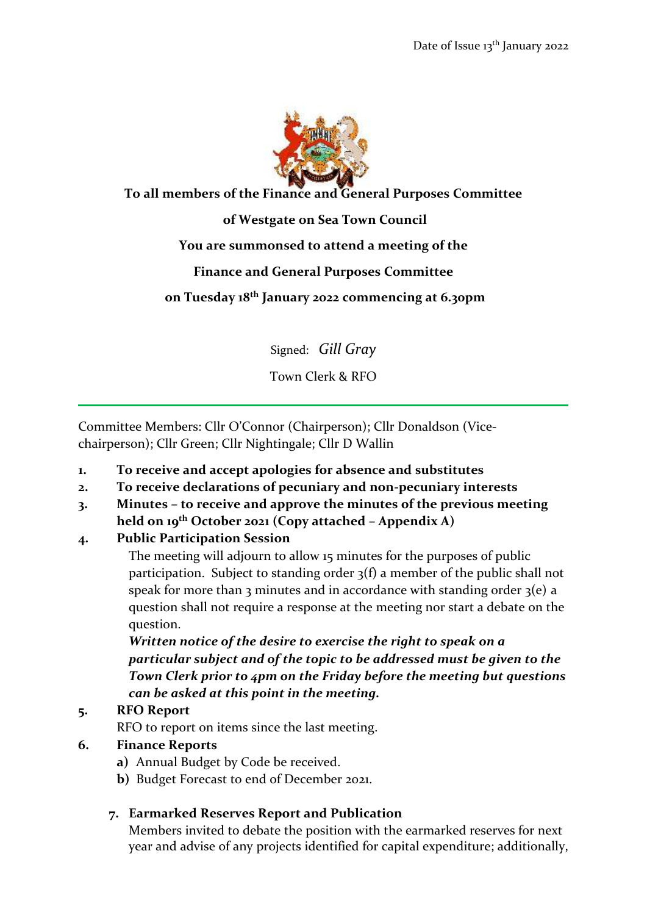Date of Issue 13th January 2022

**To all members of the Finance and General Purposes Committee**

**of Westgate on Sea Town Council**

**You are summonsed to attend a meeting of the**

**Finance and General Purposes Committee**

**on Tuesday 18th January 2022 commencing at 6.30pm**

Signed: *Gill Gray*

Town Clerk & RFO

---

Committee Members: Cllr O'Connor (Chairperson); Cllr Donaldson (Vice-chairperson); Cllr Green; Cllr Nightingale; Cllr D Wallin

1. **To receive and accept apologies for absence and substitutes**
2. **To receive declarations of pecuniary and non-pecuniary interests**
3. **Minutes – to receive and approve the minutes of the previous meeting held on 19th October 2021 (Copy attached – Appendix A)**
4. **Public Participation Session**

   The meeting will adjourn to allow 15 minutes for the purposes of public participation. Subject to standing order 3(f) a member of the public shall not speak for more than 3 minutes and in accordance with standing order 3(e) a question shall not require a response at the meeting nor start a debate on the question.

   ***Written notice of the desire to exercise the right to speak on a particular subject and of the topic to be addressed must be given to the Town Clerk prior to 4pm on the Friday before the meeting but questions can be asked at this point in the meeting.***

5. **RFO Report**

   RFO to report on items since the last meeting.

6. **Finance Reports**

   **a)** Annual Budget by Code be received.

   **b)** Budget Forecast to end of December 2021.

7. **Earmarked Reserves Report and Publication**

   Members invited to debate the position with the earmarked reserves for next year and advise of any projects identified for capital expenditure; additionally,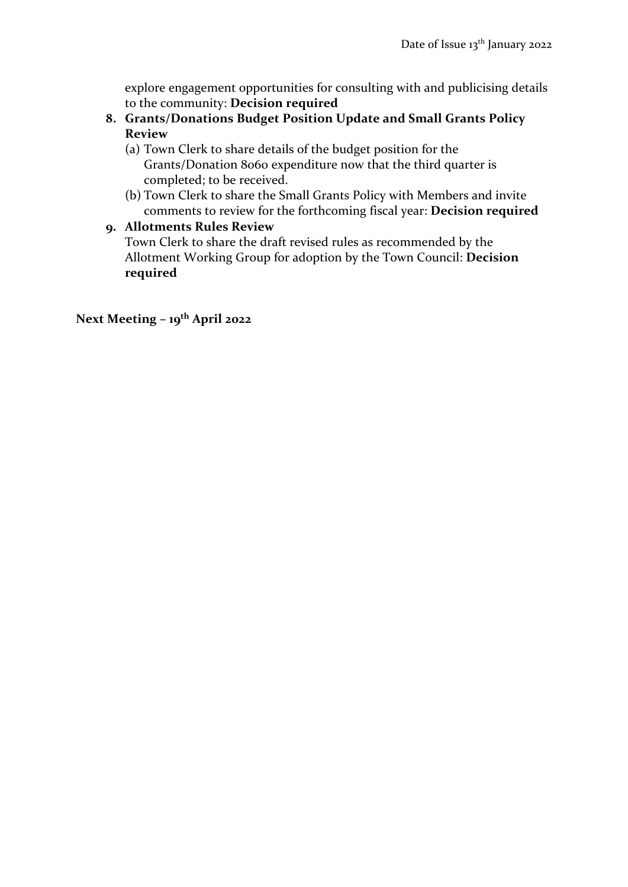explore engagement opportunities for consulting with and publicising details to the community: **Decision required**

8. **Grants/Donations Budget Position Update and Small Grants Policy Review**
   (a) Town Clerk to share details of the budget position for the Grants/Donation 8060 expenditure now that the third quarter is completed; to be received.
   (b) Town Clerk to share the Small Grants Policy with Members and invite comments to review for the forthcoming fiscal year: **Decision required**
9. **Allotments Rules Review**
   Town Clerk to share the draft revised rules as recommended by the Allotment Working Group for adoption by the Town Council: **Decision required**

**Next Meeting – 19th April 2022**